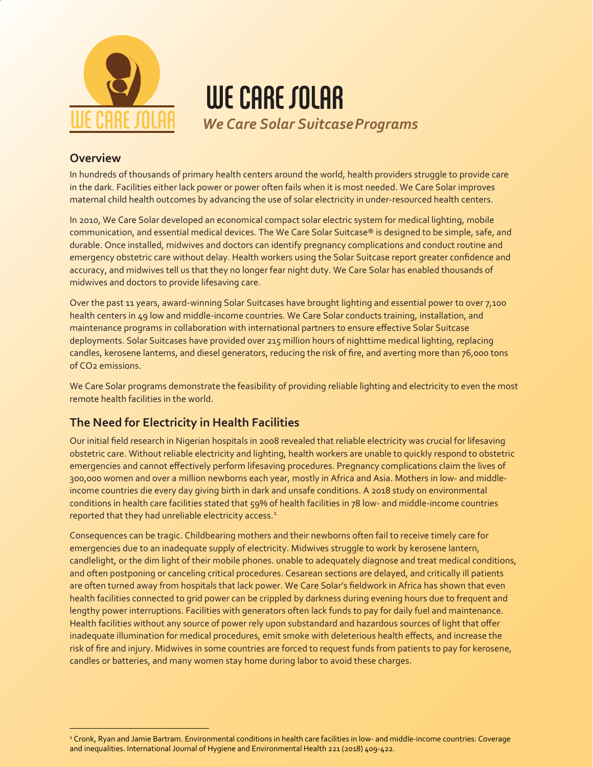# WE CARE SOLAR

*We Care Solar Suitcase Programs*

## Overview

In hundreds of thousands of primary health centers around the world, health providers struggle to provide care in the dark. Facilities either lack power or power often fails when it is most needed. We Care Solar improves maternal child health outcomes by advancing the use of solar electricity in under-resourced health centers.

In 2010, We Care Solar developed an economical compact solar electric system for medical lighting, mobile communication, and essential medical devices. The We Care Solar Suitcase® is designed to be simple, safe, and durable. Once installed, midwives and doctors can identify pregnancy complications and conduct routine and emergency obstetric care without delay. Health workers using the Solar Suitcase report greater confidence and accuracy, and midwives tell us that they no longer fear night duty. We Care Solar has enabled thousands of midwives and doctors to provide lifesaving care.

Over the past 11 years, award-winning Solar Suitcases have brought lighting and essential power to over 7,100 health centers in 49 low and middle-income countries. We Care Solar conducts training, installation, and maintenance programs in collaboration with international partners to ensure effective Solar Suitcase deployments. Solar Suitcases have provided over 215 million hours of nighttime medical lighting, replacing candles, kerosene lanterns, and diesel generators, reducing the risk of fire, and averting more than 76,000 tons of $CO_2$ emissions.

We Care Solar programs demonstrate the feasibility of providing reliable lighting and electricity to even the most remote health facilities in the world.

## The Need for Electricity in Health Facilities

Our initial field research in Nigerian hospitals in 2008 revealed that reliable electricity was crucial for lifesaving obstetric care. Without reliable electricity and lighting, health workers are unable to quickly respond to obstetric emergencies and cannot effectively perform lifesaving procedures. Pregnancy complications claim the lives of 300,000 women and over a million newborns each year, mostly in Africa and Asia. Mothers in low- and middle-income countries die every day giving birth in dark and unsafe conditions. A 2018 study on environmental conditions in health care facilities stated that 59% of health facilities in 78 low- and middle-income countries reported that they had unreliable electricity access.[1]

Consequences can be tragic. Childbearing mothers and their newborns often fail to receive timely care for emergencies due to an inadequate supply of electricity. Midwives struggle to work by kerosene lantern, candlelight, or the dim light of their mobile phones. unable to adequately diagnose and treat medical conditions, and often postponing or canceling critical procedures. Cesarean sections are delayed, and critically ill patients are often turned away from hospitals that lack power. We Care Solar's fieldwork in Africa has shown that even health facilities connected to grid power can be crippled by darkness during evening hours due to frequent and lengthy power interruptions. Facilities with generators often lack funds to pay for daily fuel and maintenance. Health facilities without any source of power rely upon substandard and hazardous sources of light that offer inadequate illumination for medical procedures, emit smoke with deleterious health effects, and increase the risk of fire and injury. Midwives in some countries are forced to request funds from patients to pay for kerosene, candles or batteries, and many women stay home during labor to avoid these charges.

---

[1] Cronk, Ryan and Jamie Bartram. Environmental conditions in health care facilities in low- and middle-income countries: Coverage and inequalities. International Journal of Hygiene and Environmental Health 221 (2018) 409-422.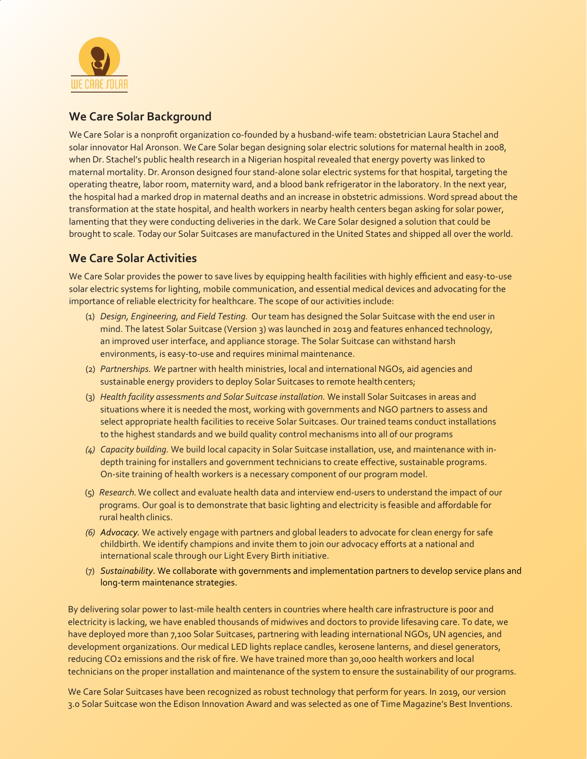## We Care Solar Background

We Care Solar is a nonprofit organization co-founded by a husband-wife team: obstetrician Laura Stachel and solar innovator Hal Aronson. We Care Solar began designing solar electric solutions for maternal health in 2008, when Dr. Stachel's public health research in a Nigerian hospital revealed that energy poverty was linked to maternal mortality. Dr. Aronson designed four stand-alone solar electric systems for that hospital, targeting the operating theatre, labor room, maternity ward, and a blood bank refrigerator in the laboratory. In the next year, the hospital had a marked drop in maternal deaths and an increase in obstetric admissions. Word spread about the transformation at the state hospital, and health workers in nearby health centers began asking for solar power, lamenting that they were conducting deliveries in the dark. We Care Solar designed a solution that could be brought to scale. Today our Solar Suitcases are manufactured in the United States and shipped all over the world.

## We Care Solar Activities

We Care Solar provides the power to save lives by equipping health facilities with highly efficient and easy-to-use solar electric systems for lighting, mobile communication, and essential medical devices and advocating for the importance of reliable electricity for healthcare. The scope of our activities include:

(1) *Design, Engineering, and Field Testing.* Our team has designed the Solar Suitcase with the end user in mind. The latest Solar Suitcase (Version 3) was launched in 2019 and features enhanced technology, an improved user interface, and appliance storage. The Solar Suitcase can withstand harsh environments, is easy-to-use and requires minimal maintenance.

(2) *Partnerships. We* partner with health ministries, local and international NGOs, aid agencies and sustainable energy providers to deploy Solar Suitcases to remote health centers;

(3) *Health facility assessments and Solar Suitcase installation.* We install Solar Suitcases in areas and situations where it is needed the most, working with governments and NGO partners to assess and select appropriate health facilities to receive Solar Suitcases. Our trained teams conduct installations to the highest standards and we build quality control mechanisms into all of our programs

*(4)* *Capacity building.* We build local capacity in Solar Suitcase installation, use, and maintenance with in-depth training for installers and government technicians to create effective, sustainable programs. On-site training of health workers is a necessary component of our program model.

(5) *Research.* We collect and evaluate health data and interview end-users to understand the impact of our programs. Our goal is to demonstrate that basic lighting and electricity is feasible and affordable for rural health clinics.

*(6)* *Advocacy.* We actively engage with partners and global leaders to advocate for clean energy for safe childbirth. We identify champions and invite them to join our advocacy efforts at a national and international scale through our Light Every Birth initiative.

(7) *Sustainability*. We collaborate with governments and implementation partners to develop service plans and long-term maintenance strategies.

By delivering solar power to last-mile health centers in countries where health care infrastructure is poor and electricity is lacking, we have enabled thousands of midwives and doctors to provide lifesaving care. To date, we have deployed more than 7,100 Solar Suitcases, partnering with leading international NGOs, UN agencies, and development organizations. Our medical LED lights replace candles, kerosene lanterns, and diesel generators, reducing $CO_2$ emissions and the risk of fire. We have trained more than 30,000 health workers and local technicians on the proper installation and maintenance of the system to ensure the sustainability of our programs.

We Care Solar Suitcases have been recognized as robust technology that perform for years. In 2019, our version 3.0 Solar Suitcase won the Edison Innovation Award and was selected as one of Time Magazine's Best Inventions.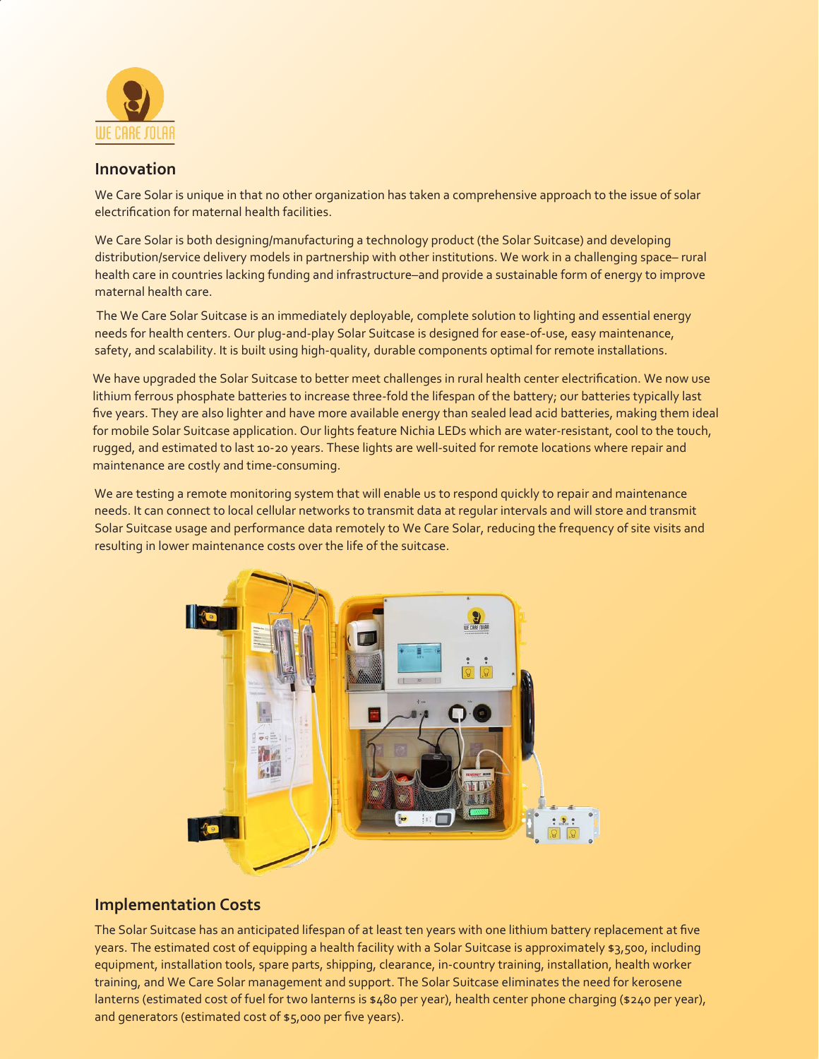## Innovation

We Care Solar is unique in that no other organization has taken a comprehensive approach to the issue of solar electrification for maternal health facilities.

We Care Solar is both designing/manufacturing a technology product (the Solar Suitcase) and developing distribution/service delivery models in partnership with other institutions. We work in a challenging space– rural health care in countries lacking funding and infrastructure–and provide a sustainable form of energy to improve maternal health care.

The We Care Solar Suitcase is an immediately deployable, complete solution to lighting and essential energy needs for health centers. Our plug-and-play Solar Suitcase is designed for ease-of-use, easy maintenance, safety, and scalability. It is built using high-quality, durable components optimal for remote installations.

We have upgraded the Solar Suitcase to better meet challenges in rural health center electrification. We now use lithium ferrous phosphate batteries to increase three-fold the lifespan of the battery; our batteries typically last five years. They are also lighter and have more available energy than sealed lead acid batteries, making them ideal for mobile Solar Suitcase application. Our lights feature Nichia LEDs which are water-resistant, cool to the touch, rugged, and estimated to last 10-20 years. These lights are well-suited for remote locations where repair and maintenance are costly and time-consuming.

We are testing a remote monitoring system that will enable us to respond quickly to repair and maintenance needs. It can connect to local cellular networks to transmit data at regular intervals and will store and transmit Solar Suitcase usage and performance data remotely to We Care Solar, reducing the frequency of site visits and resulting in lower maintenance costs over the life of the suitcase.

## Implementation Costs

The Solar Suitcase has an anticipated lifespan of at least ten years with one lithium battery replacement at five years. The estimated cost of equipping a health facility with a Solar Suitcase is approximately $3,500, including equipment, installation tools, spare parts, shipping, clearance, in-country training, installation, health worker training, and We Care Solar management and support. The Solar Suitcase eliminates the need for kerosene lanterns (estimated cost of fuel for two lanterns is $480 per year), health center phone charging ($240 per year), and generators (estimated cost of $5,000 per five years).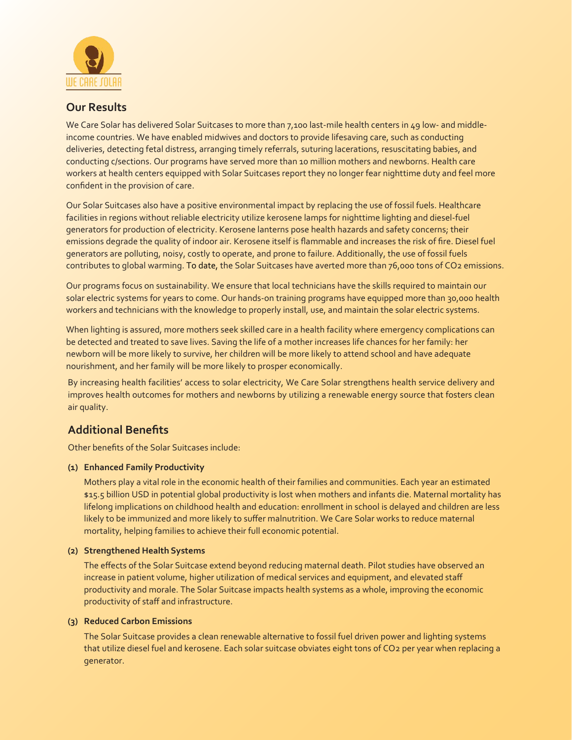## Our Results

We Care Solar has delivered Solar Suitcases to more than 7,100 last-mile health centers in 49 low- and middle-income countries. We have enabled midwives and doctors to provide lifesaving care, such as conducting deliveries, detecting fetal distress, arranging timely referrals, suturing lacerations, resuscitating babies, and conducting c/sections. Our programs have served more than 10 million mothers and newborns. Health care workers at health centers equipped with Solar Suitcases report they no longer fear nighttime duty and feel more confident in the provision of care.

Our Solar Suitcases also have a positive environmental impact by replacing the use of fossil fuels. Healthcare facilities in regions without reliable electricity utilize kerosene lamps for nighttime lighting and diesel-fuel generators for production of electricity. Kerosene lanterns pose health hazards and safety concerns; their emissions degrade the quality of indoor air. Kerosene itself is flammable and increases the risk of fire. Diesel fuel generators are polluting, noisy, costly to operate, and prone to failure. Additionally, the use of fossil fuels contributes to global warming. To date, the Solar Suitcases have averted more than 76,000 tons of $CO_2$ emissions.

Our programs focus on sustainability. We ensure that local technicians have the skills required to maintain our solar electric systems for years to come. Our hands-on training programs have equipped more than 30,000 health workers and technicians with the knowledge to properly install, use, and maintain the solar electric systems.

When lighting is assured, more mothers seek skilled care in a health facility where emergency complications can be detected and treated to save lives. Saving the life of a mother increases life chances for her family: her newborn will be more likely to survive, her children will be more likely to attend school and have adequate nourishment, and her family will be more likely to prosper economically.

By increasing health facilities' access to solar electricity, We Care Solar strengthens health service delivery and improves health outcomes for mothers and newborns by utilizing a renewable energy source that fosters clean air quality.

## Additional Benefits

Other benefits of the Solar Suitcases include:

**(1) Enhanced Family Productivity**

Mothers play a vital role in the economic health of their families and communities. Each year an estimated $15.5 billion USD in potential global productivity is lost when mothers and infants die. Maternal mortality has lifelong implications on childhood health and education: enrollment in school is delayed and children are less likely to be immunized and more likely to suffer malnutrition. We Care Solar works to reduce maternal mortality, helping families to achieve their full economic potential.

**(2) Strengthened Health Systems**

The effects of the Solar Suitcase extend beyond reducing maternal death. Pilot studies have observed an increase in patient volume, higher utilization of medical services and equipment, and elevated staff productivity and morale. The Solar Suitcase impacts health systems as a whole, improving the economic productivity of staff and infrastructure.

**(3) Reduced Carbon Emissions**

The Solar Suitcase provides a clean renewable alternative to fossil fuel driven power and lighting systems that utilize diesel fuel and kerosene. Each solar suitcase obviates eight tons of $CO_2$ per year when replacing a generator.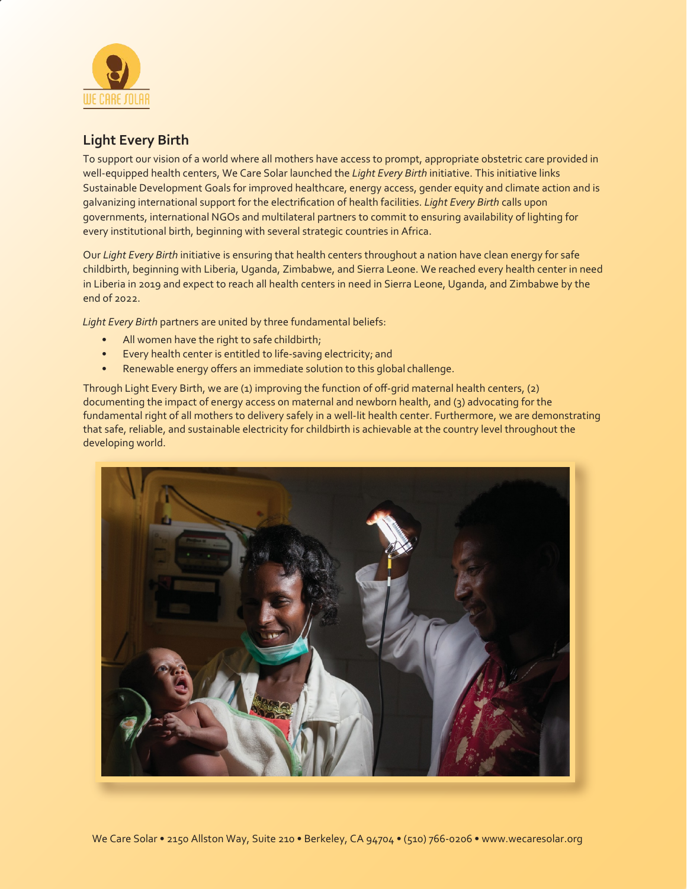## Light Every Birth

To support our vision of a world where all mothers have access to prompt, appropriate obstetric care provided in well-equipped health centers, We Care Solar launched the *Light Every Birth* initiative. This initiative links Sustainable Development Goals for improved healthcare, energy access, gender equity and climate action and is galvanizing international support for the electrification of health facilities. *Light Every Birth* calls upon governments, international NGOs and multilateral partners to commit to ensuring availability of lighting for every institutional birth, beginning with several strategic countries in Africa.

Our *Light Every Birth* initiative is ensuring that health centers throughout a nation have clean energy for safe childbirth, beginning with Liberia, Uganda, Zimbabwe, and Sierra Leone. We reached every health center in need in Liberia in 2019 and expect to reach all health centers in need in Sierra Leone, Uganda, and Zimbabwe by the end of 2022.

*Light Every Birth* partners are united by three fundamental beliefs:

- All women have the right to safe childbirth;
- Every health center is entitled to life-saving electricity; and
- Renewable energy offers an immediate solution to this global challenge.

Through Light Every Birth, we are (1) improving the function of off-grid maternal health centers, (2) documenting the impact of energy access on maternal and newborn health, and (3) advocating for the fundamental right of all mothers to delivery safely in a well-lit health center. Furthermore, we are demonstrating that safe, reliable, and sustainable electricity for childbirth is achievable at the country level throughout the developing world.

We Care Solar • 2150 Allston Way, Suite 210 • Berkeley, CA 94704 • (510) 766-0206 • www.wecaresolar.org